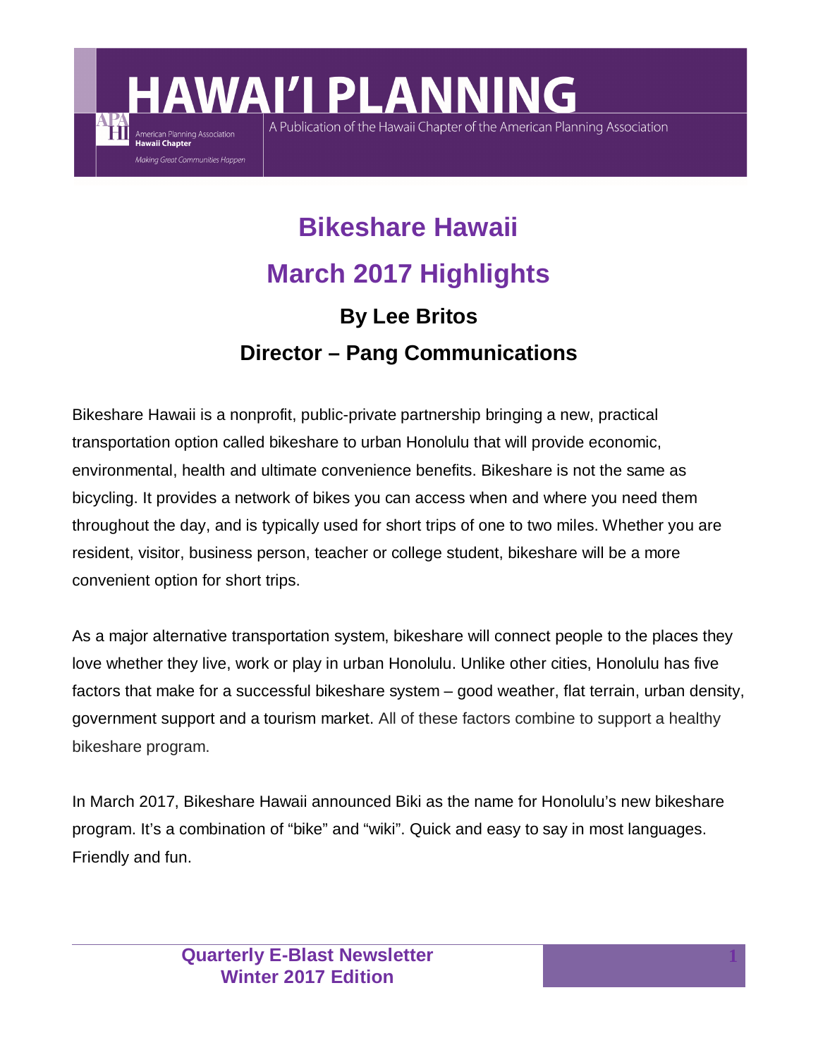# Bikeshare Hawaii

## March 2017 Highlights

### By Lee Britos

### Director – Pang Communications

Bikeshare Hawaii is a nonprofit, public-private partnership bringing a new, practical transportation option called bikeshare to urban Honolulu that will provide economic, environmental, health and ultimate convenience benefits. Bikeshare is not the same as bicycling. It provides a network of bikes you can access when and where you need them throughout the day, and is typically used for short trips of one to two miles. Whether you are resident, visitor, business person, teacher or college student, bikeshare will be a more convenient option for short trips.

As a major alternative transportation system, bikeshare will connect people to the places they love whether they live, work or play in urban Honolulu. Unlike other cities, Honolulu has five factors that make for a successful bikeshare system – good weather, flat terrain, urban density, government support and a tourism market. All of these factors combine to support a healthy bikeshare program.

In March 2017, Bikeshare Hawaii announced Biki as the name for Honolulu's new bikeshare program. It's a combination of "bike" and "wiki". Quick and easy to say in most languages. Friendly and fun.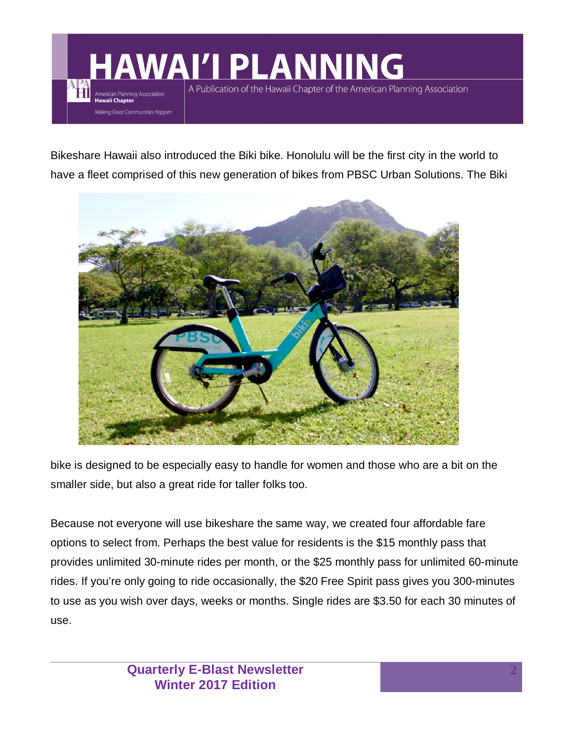Bikeshare Hawaii also introduced the Biki bike. Honolulu will be the first city in the world to have a fleet comprised of this new generation of bikes from PBSC Urban Solutions. The Biki bike is designed to be especially easy to handle for women and those who are a bit on the smaller side, but also a great ride for taller folks too.

Because not everyone will use bikeshare the same way, we created four affordable fare options to select from. Perhaps the best value for residents is the $15 monthly pass that provides unlimited 30-minute rides per month, or the $25 monthly pass for unlimited 60-minute rides. If you're only going to ride occasionally, the $20 Free Spirit pass gives you 300-minutes to use as you wish over days, weeks or months. Single rides are $3.50 for each 30 minutes of use.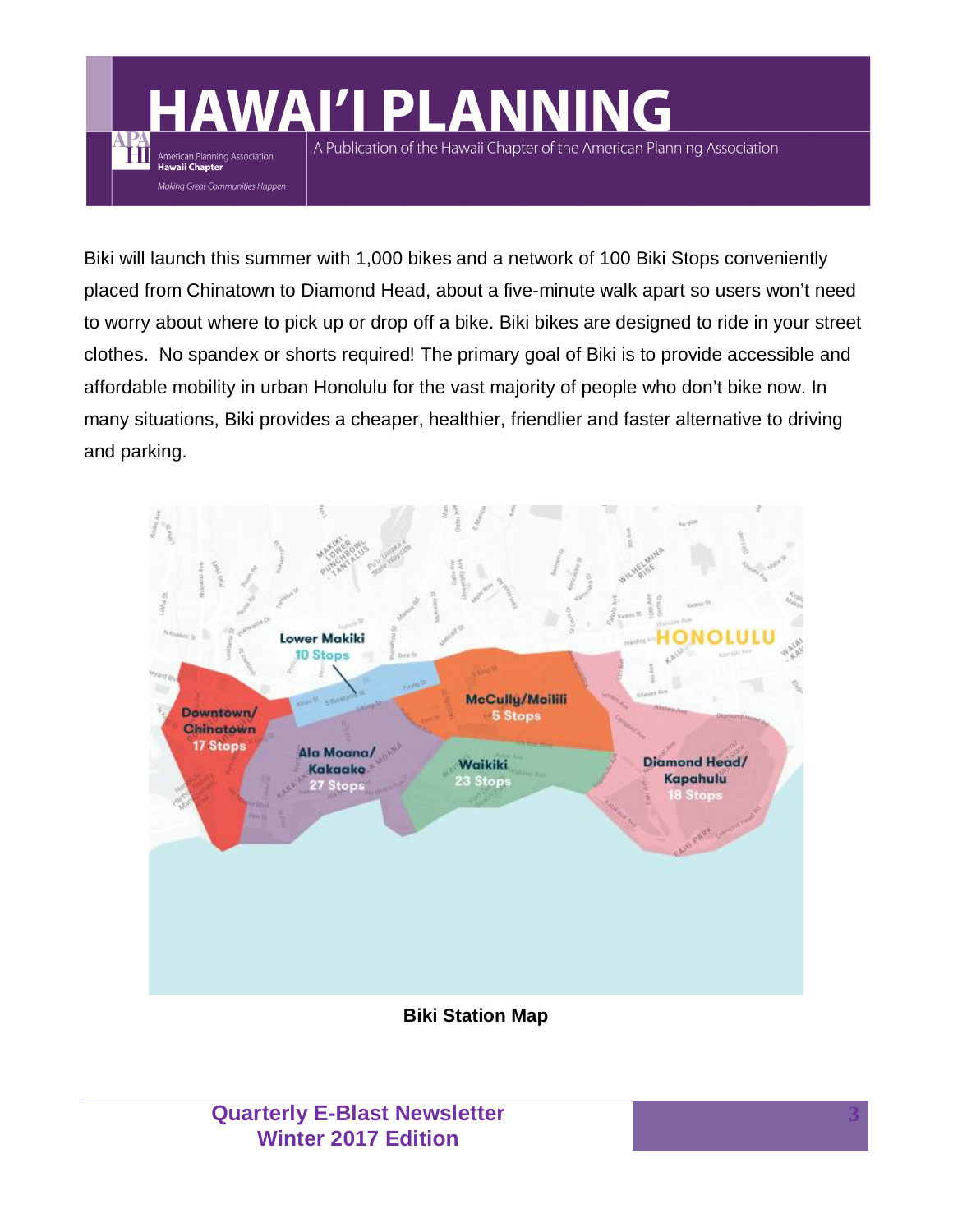Biki will launch this summer with 1,000 bikes and a network of 100 Biki Stops conveniently placed from Chinatown to Diamond Head, about a five-minute walk apart so users won't need to worry about where to pick up or drop off a bike. Biki bikes are designed to ride in your street clothes. No spandex or shorts required! The primary goal of Biki is to provide accessible and affordable mobility in urban Honolulu for the vast majority of people who don't bike now. In many situations, Biki provides a cheaper, healthier, friendlier and faster alternative to driving and parking.

Lower Makiki
10 Stops

Downtown/
Chinatown
17 Stops

Ala Moana/
Kakaako
27 Stops

McCully/Moiliili
5 Stops

Waikiki
23 Stops

Diamond Head/
Kapahulu
18 Stops

HONOLULU

**Biki Station Map**